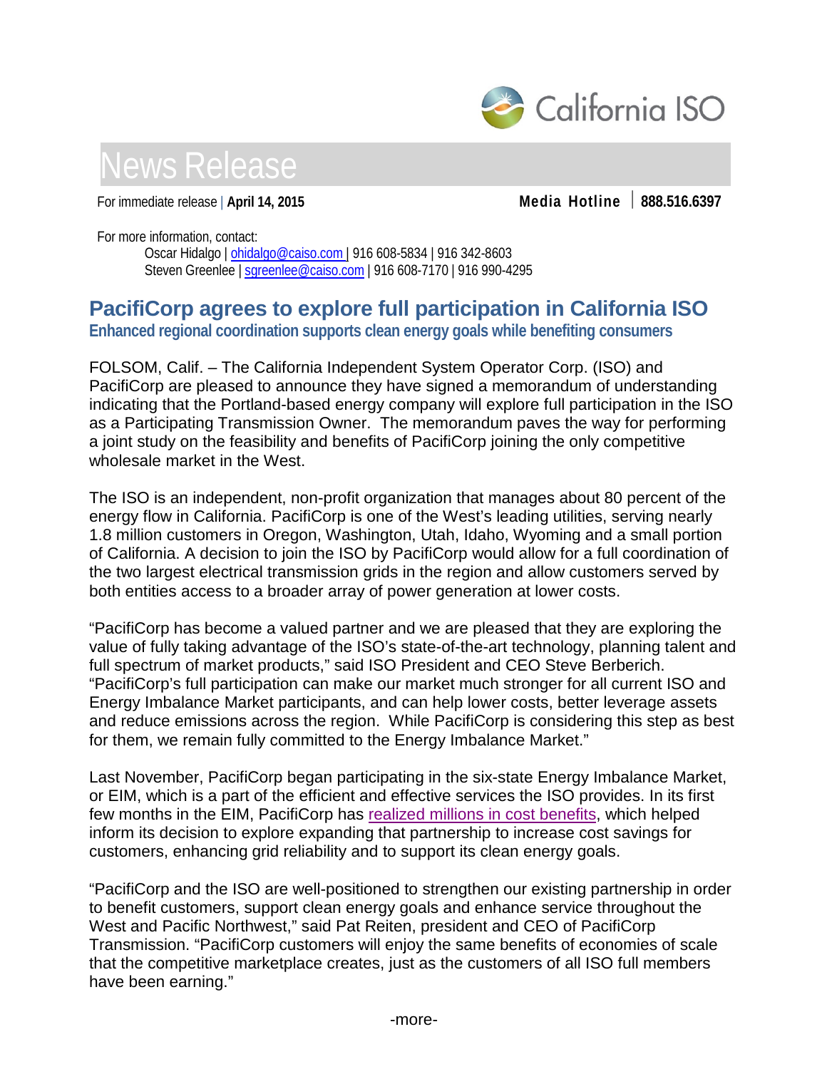California ISO

# News Release

For immediate release | **April 14, 2015** **Media Hotline** | **888.516.6397**

For more information, contact:
Oscar Hidalgo | ohidalgo@caiso.com | 916 608-5834 | 916 342-8603
Steven Greenlee | sgreenlee@caiso.com | 916 608-7170 | 916 990-4295

## PacifiCorp agrees to explore full participation in California ISO

### Enhanced regional coordination supports clean energy goals while benefiting consumers

FOLSOM, Calif. – The California Independent System Operator Corp. (ISO) and PacifiCorp are pleased to announce they have signed a memorandum of understanding indicating that the Portland-based energy company will explore full participation in the ISO as a Participating Transmission Owner. The memorandum paves the way for performing a joint study on the feasibility and benefits of PacifiCorp joining the only competitive wholesale market in the West.

The ISO is an independent, non-profit organization that manages about 80 percent of the energy flow in California. PacifiCorp is one of the West's leading utilities, serving nearly 1.8 million customers in Oregon, Washington, Utah, Idaho, Wyoming and a small portion of California. A decision to join the ISO by PacifiCorp would allow for a full coordination of the two largest electrical transmission grids in the region and allow customers served by both entities access to a broader array of power generation at lower costs.

"PacifiCorp has become a valued partner and we are pleased that they are exploring the value of fully taking advantage of the ISO's state-of-the-art technology, planning talent and full spectrum of market products," said ISO President and CEO Steve Berberich. "PacifiCorp's full participation can make our market much stronger for all current ISO and Energy Imbalance Market participants, and can help lower costs, better leverage assets and reduce emissions across the region. While PacifiCorp is considering this step as best for them, we remain fully committed to the Energy Imbalance Market."

Last November, PacifiCorp began participating in the six-state Energy Imbalance Market, or EIM, which is a part of the efficient and effective services the ISO provides. In its first few months in the EIM, PacifiCorp has realized millions in cost benefits, which helped inform its decision to explore expanding that partnership to increase cost savings for customers, enhancing grid reliability and to support its clean energy goals.

"PacifiCorp and the ISO are well-positioned to strengthen our existing partnership in order to benefit customers, support clean energy goals and enhance service throughout the West and Pacific Northwest," said Pat Reiten, president and CEO of PacifiCorp Transmission. "PacifiCorp customers will enjoy the same benefits of economies of scale that the competitive marketplace creates, just as the customers of all ISO full members have been earning."

-more-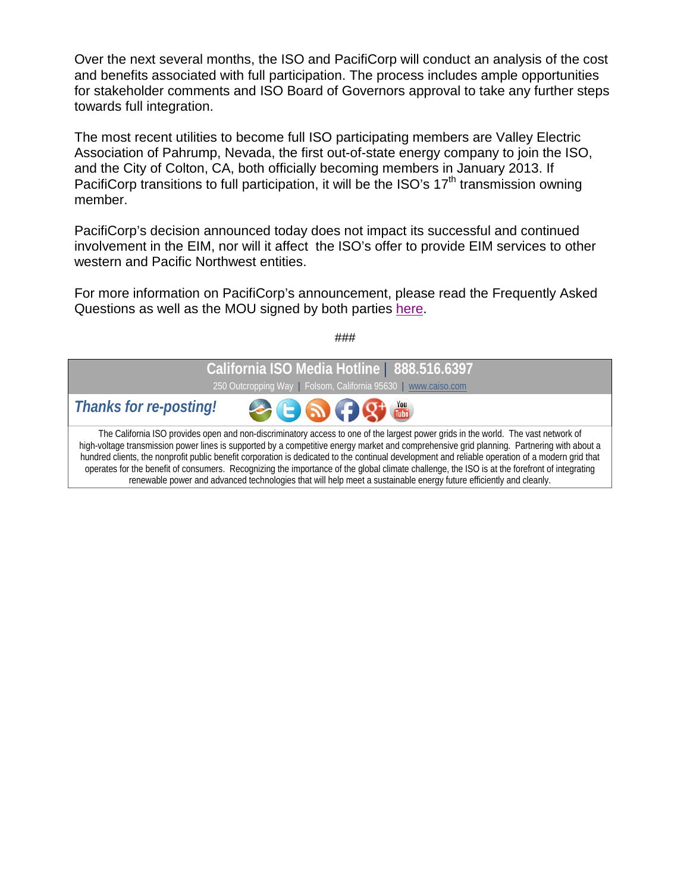Over the next several months, the ISO and PacifiCorp will conduct an analysis of the cost and benefits associated with full participation. The process includes ample opportunities for stakeholder comments and ISO Board of Governors approval to take any further steps towards full integration.

The most recent utilities to become full ISO participating members are Valley Electric Association of Pahrump, Nevada, the first out-of-state energy company to join the ISO, and the City of Colton, CA, both officially becoming members in January 2013. If PacifiCorp transitions to full participation, it will be the ISO's 17th transmission owning member.

PacifiCorp's decision announced today does not impact its successful and continued involvement in the EIM, nor will it affect the ISO's offer to provide EIM services to other western and Pacific Northwest entities.

For more information on PacifiCorp's announcement, please read the Frequently Asked Questions as well as the MOU signed by both parties here.

###

**California ISO Media Hotline | 888.516.6397**

250 Outcropping Way | Folsom, California 95630 | www.caiso.com

***Thanks for re-posting!***

The California ISO provides open and non-discriminatory access to one of the largest power grids in the world. The vast network of high-voltage transmission power lines is supported by a competitive energy market and comprehensive grid planning. Partnering with about a hundred clients, the nonprofit public benefit corporation is dedicated to the continual development and reliable operation of a modern grid that operates for the benefit of consumers. Recognizing the importance of the global climate challenge, the ISO is at the forefront of integrating renewable power and advanced technologies that will help meet a sustainable energy future efficiently and cleanly.